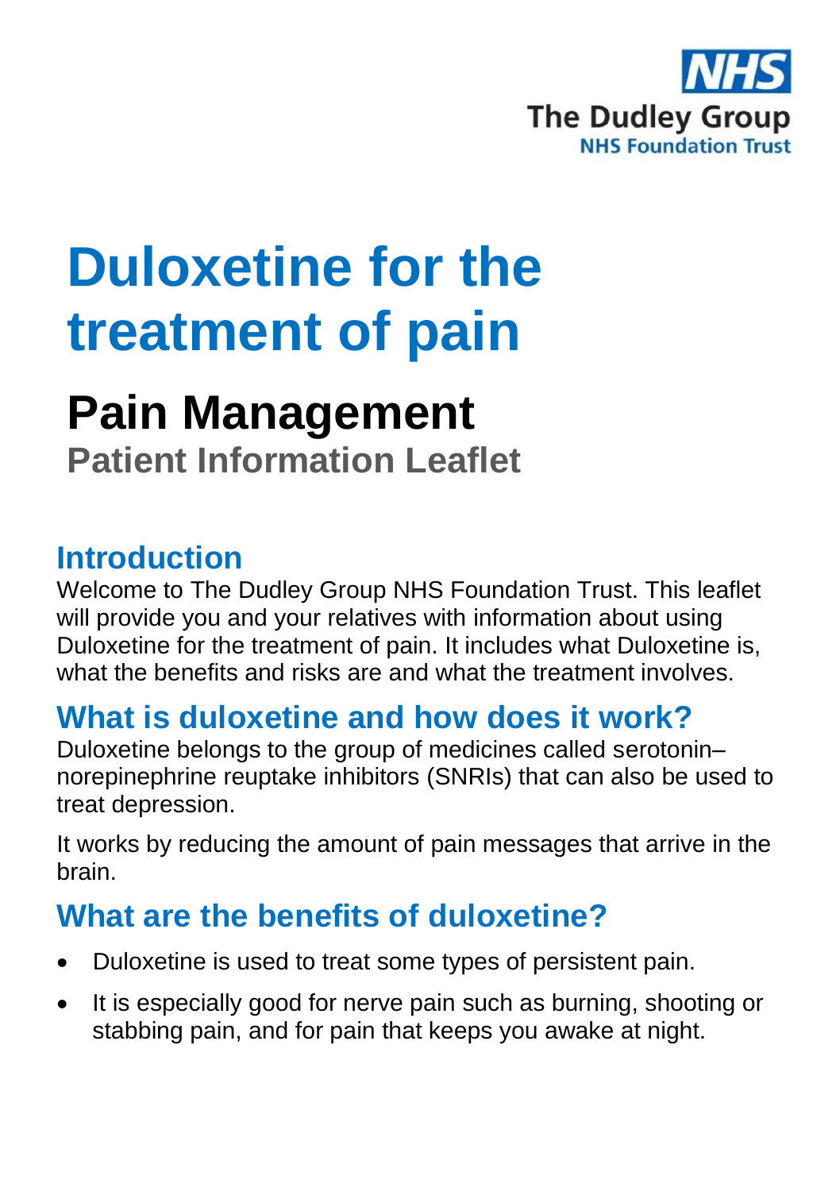NHS
The Dudley Group
NHS Foundation Trust

# Duloxetine for the treatment of pain

## Pain Management

### Patient Information Leaflet

## Introduction

Welcome to The Dudley Group NHS Foundation Trust. This leaflet will provide you and your relatives with information about using Duloxetine for the treatment of pain. It includes what Duloxetine is, what the benefits and risks are and what the treatment involves.

## What is duloxetine and how does it work?

Duloxetine belongs to the group of medicines called serotonin–norepinephrine reuptake inhibitors (SNRIs) that can also be used to treat depression.

It works by reducing the amount of pain messages that arrive in the brain.

## What are the benefits of duloxetine?

- Duloxetine is used to treat some types of persistent pain.
- It is especially good for nerve pain such as burning, shooting or stabbing pain, and for pain that keeps you awake at night.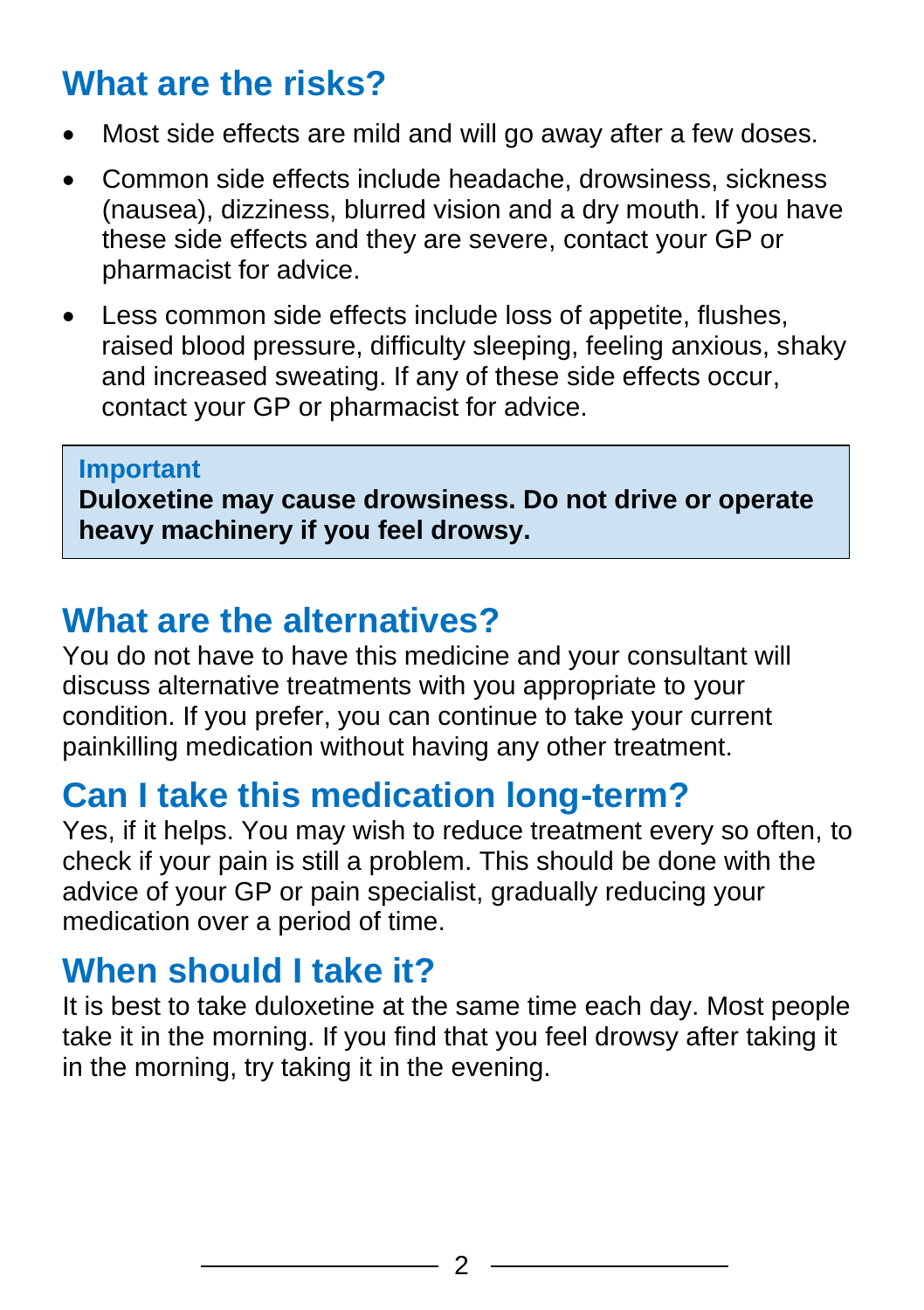## What are the risks?

- Most side effects are mild and will go away after a few doses.
- Common side effects include headache, drowsiness, sickness (nausea), dizziness, blurred vision and a dry mouth. If you have these side effects and they are severe, contact your GP or pharmacist for advice.
- Less common side effects include loss of appetite, flushes, raised blood pressure, difficulty sleeping, feeling anxious, shaky and increased sweating. If any of these side effects occur, contact your GP or pharmacist for advice.

> **Important**
> **Duloxetine may cause drowsiness. Do not drive or operate heavy machinery if you feel drowsy.**

## What are the alternatives?

You do not have to have this medicine and your consultant will discuss alternative treatments with you appropriate to your condition. If you prefer, you can continue to take your current painkilling medication without having any other treatment.

## Can I take this medication long-term?

Yes, if it helps. You may wish to reduce treatment every so often, to check if your pain is still a problem. This should be done with the advice of your GP or pain specialist, gradually reducing your medication over a period of time.

## When should I take it?

It is best to take duloxetine at the same time each day. Most people take it in the morning. If you find that you feel drowsy after taking it in the morning, try taking it in the evening.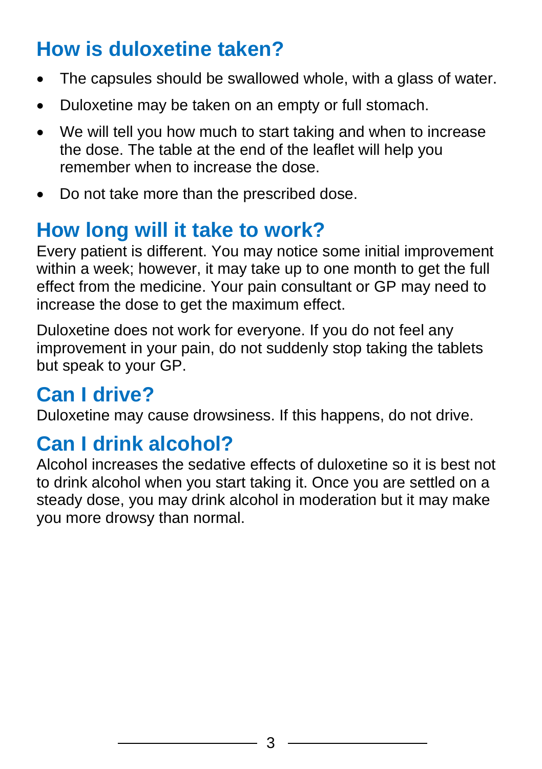## How is duloxetine taken?

- The capsules should be swallowed whole, with a glass of water.
- Duloxetine may be taken on an empty or full stomach.
- We will tell you how much to start taking and when to increase the dose. The table at the end of the leaflet will help you remember when to increase the dose.
- Do not take more than the prescribed dose.

## How long will it take to work?

Every patient is different. You may notice some initial improvement within a week; however, it may take up to one month to get the full effect from the medicine. Your pain consultant or GP may need to increase the dose to get the maximum effect.

Duloxetine does not work for everyone. If you do not feel any improvement in your pain, do not suddenly stop taking the tablets but speak to your GP.

## Can I drive?

Duloxetine may cause drowsiness. If this happens, do not drive.

## Can I drink alcohol?

Alcohol increases the sedative effects of duloxetine so it is best not to drink alcohol when you start taking it. Once you are settled on a steady dose, you may drink alcohol in moderation but it may make you more drowsy than normal.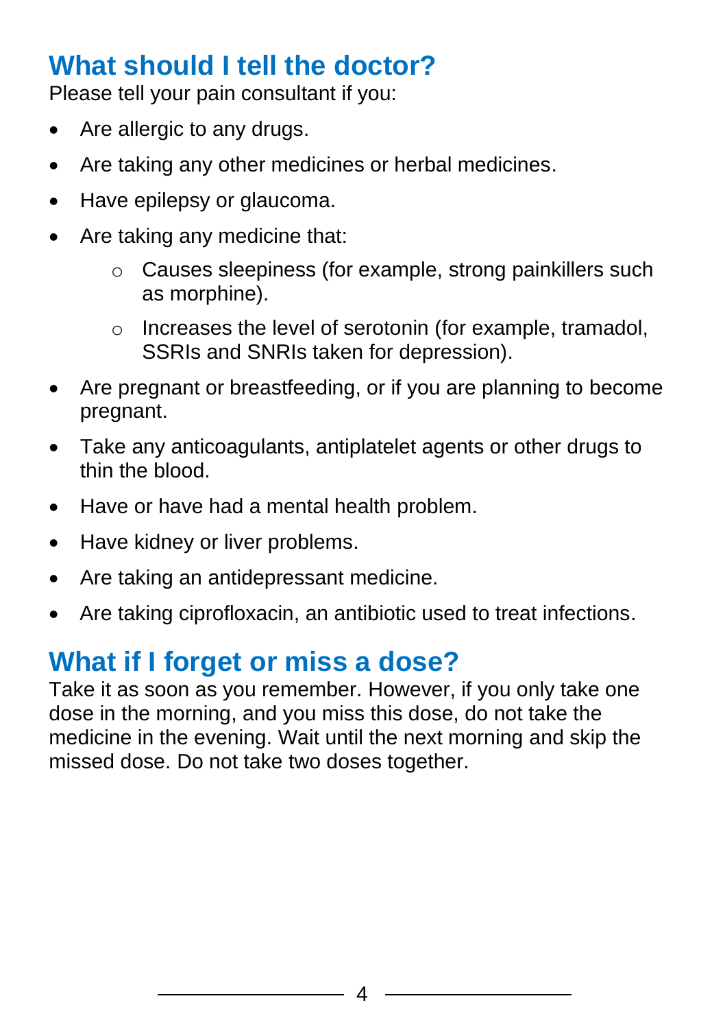## What should I tell the doctor?

Please tell your pain consultant if you:

- Are allergic to any drugs.
- Are taking any other medicines or herbal medicines.
- Have epilepsy or glaucoma.
- Are taking any medicine that:
  - Causes sleepiness (for example, strong painkillers such as morphine).
  - Increases the level of serotonin (for example, tramadol, SSRIs and SNRIs taken for depression).
- Are pregnant or breastfeeding, or if you are planning to become pregnant.
- Take any anticoagulants, antiplatelet agents or other drugs to thin the blood.
- Have or have had a mental health problem.
- Have kidney or liver problems.
- Are taking an antidepressant medicine.
- Are taking ciprofloxacin, an antibiotic used to treat infections.

## What if I forget or miss a dose?

Take it as soon as you remember. However, if you only take one dose in the morning, and you miss this dose, do not take the medicine in the evening. Wait until the next morning and skip the missed dose. Do not take two doses together.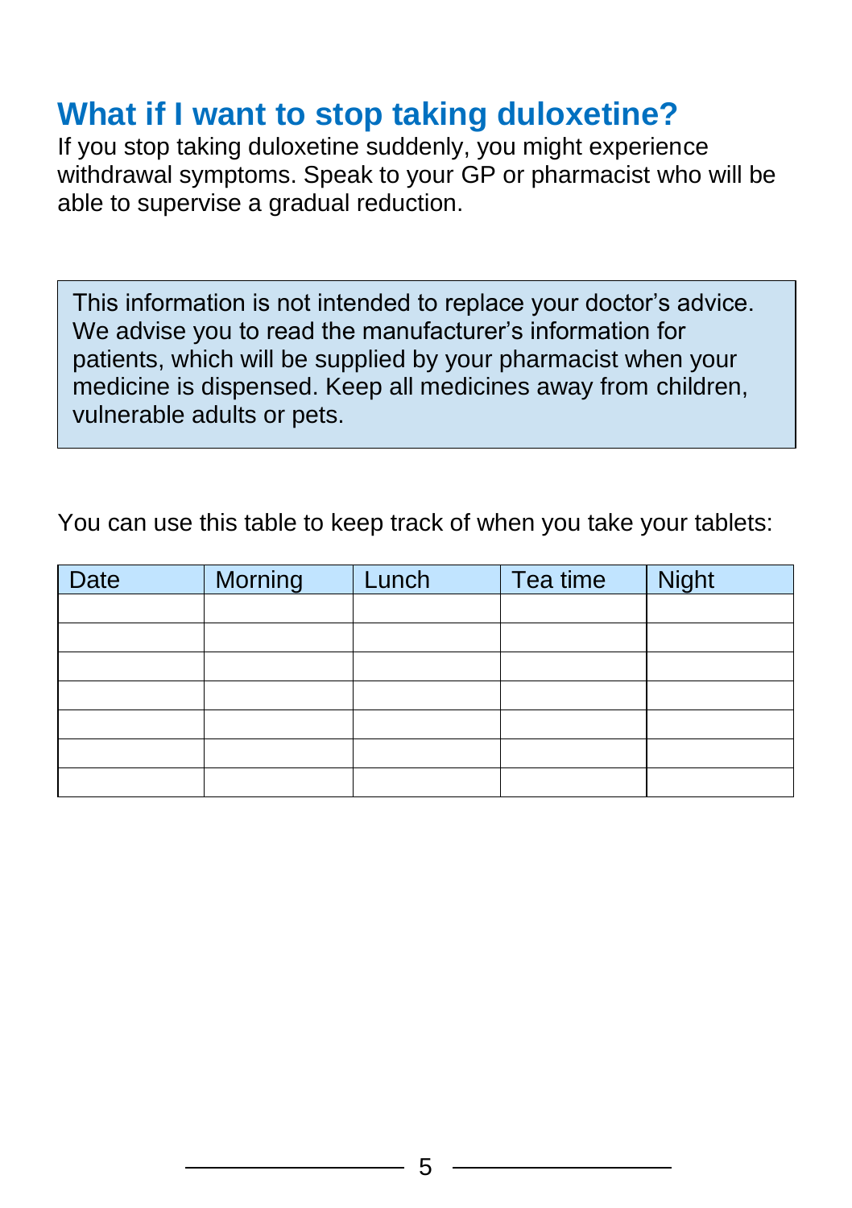## What if I want to stop taking duloxetine?

If you stop taking duloxetine suddenly, you might experience withdrawal symptoms. Speak to your GP or pharmacist who will be able to supervise a gradual reduction.

> This information is not intended to replace your doctor's advice. We advise you to read the manufacturer's information for patients, which will be supplied by your pharmacist when your medicine is dispensed. Keep all medicines away from children, vulnerable adults or pets.

You can use this table to keep track of when you take your tablets:

| Date | Morning | Lunch | Tea time | Night |
|---|---|---|---|---|
| | | | | |
| | | | | |
| | | | | |
| | | | | |
| | | | | |
| | | | | |
| | | | | |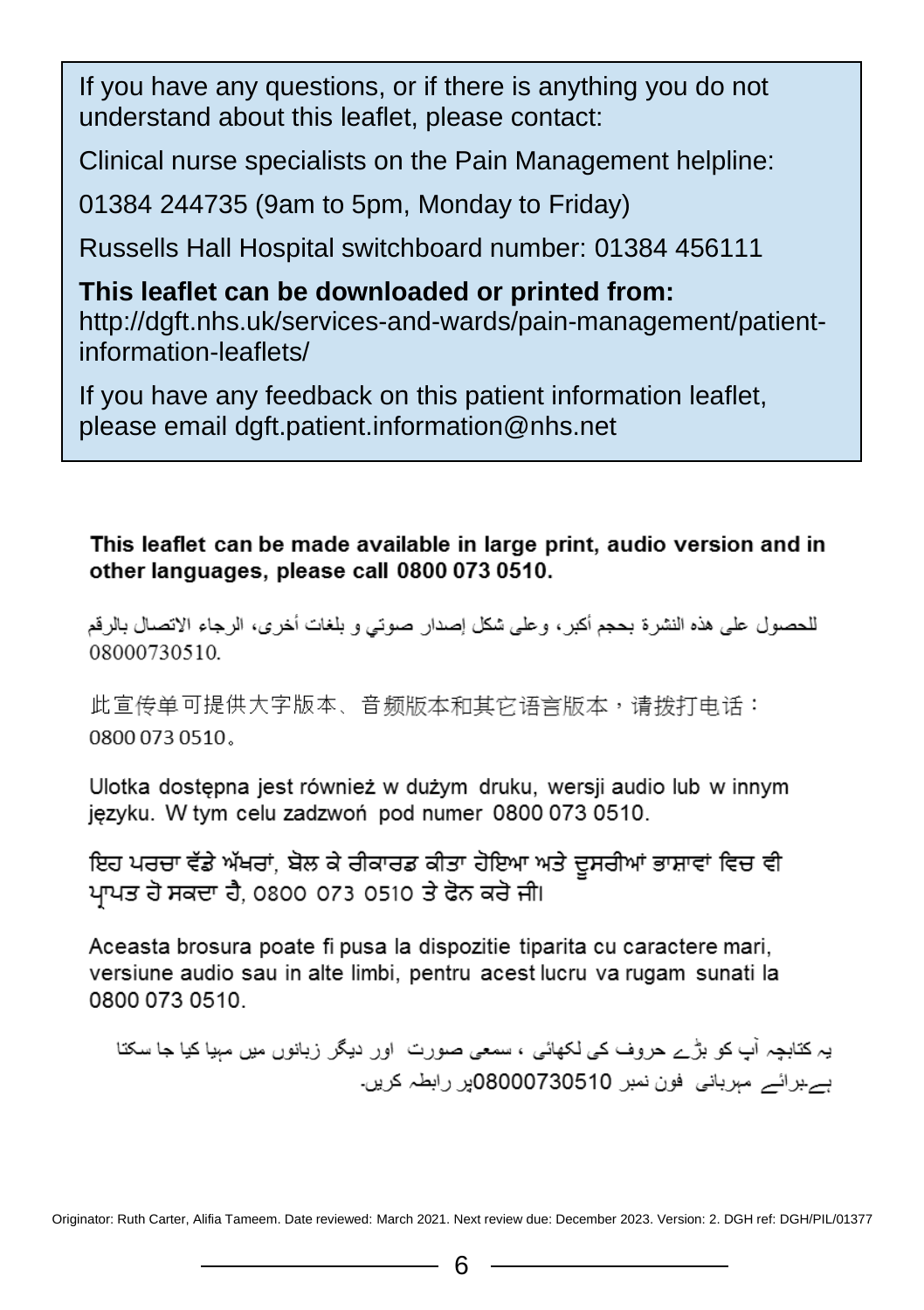If you have any questions, or if there is anything you do not understand about this leaflet, please contact:

Clinical nurse specialists on the Pain Management helpline:

01384 244735 (9am to 5pm, Monday to Friday)

Russells Hall Hospital switchboard number: 01384 456111

**This leaflet can be downloaded or printed from:**
http://dgft.nhs.uk/services-and-wards/pain-management/patient-information-leaflets/

If you have any feedback on this patient information leaflet, please email dgft.patient.information@nhs.net

**This leaflet can be made available in large print, audio version and in other languages, please call 0800 073 0510.**

للحصول على هذه النشرة بحجم أكبر، وعلى شكل إصدار صوتي و بلغات أخرى، الرجاء الاتصال بالرقم 08000730510.

此宣传单可提供大字版本、音频版本和其它语言版本，请拨打电话：0800 073 0510。

Ulotka dostępna jest również w dużym druku, wersji audio lub w innym języku. W tym celu zadzwoń pod numer 0800 073 0510.

ਇਹ ਪਰਚਾ ਵੱਡੇ ਅੱਖਰਾਂ, ਬੋਲ ਕੇ ਰੀਕਾਰਡ ਕੀਤਾ ਹੋਇਆ ਅਤੇ ਦੂਸਰੀਆਂ ਭਾਸ਼ਾਵਾਂ ਵਿਚ ਵੀ ਪ੍ਰਾਪਤ ਹੋ ਸਕਦਾ ਹੈ, 0800 073 0510 ਤੇ ਫੋਨ ਕਰੋ ਜੀ।

Aceasta brosura poate fi pusa la dispozitie tiparita cu caractere mari, versiune audio sau in alte limbi, pentru acest lucru va rugam sunati la 0800 073 0510.

یہ کتابچہ آپ کو بڑے حروف کی لکھائی ، سمعی صورت اور دیگر زبانوں میں مہیا کیا جا سکتا ہے۔برائے مہربانی فون نمبر 08000730510پر رابطہ کریں۔

Originator: Ruth Carter, Alifia Tameem. Date reviewed: March 2021. Next review due: December 2023. Version: 2. DGH ref: DGH/PIL/01377